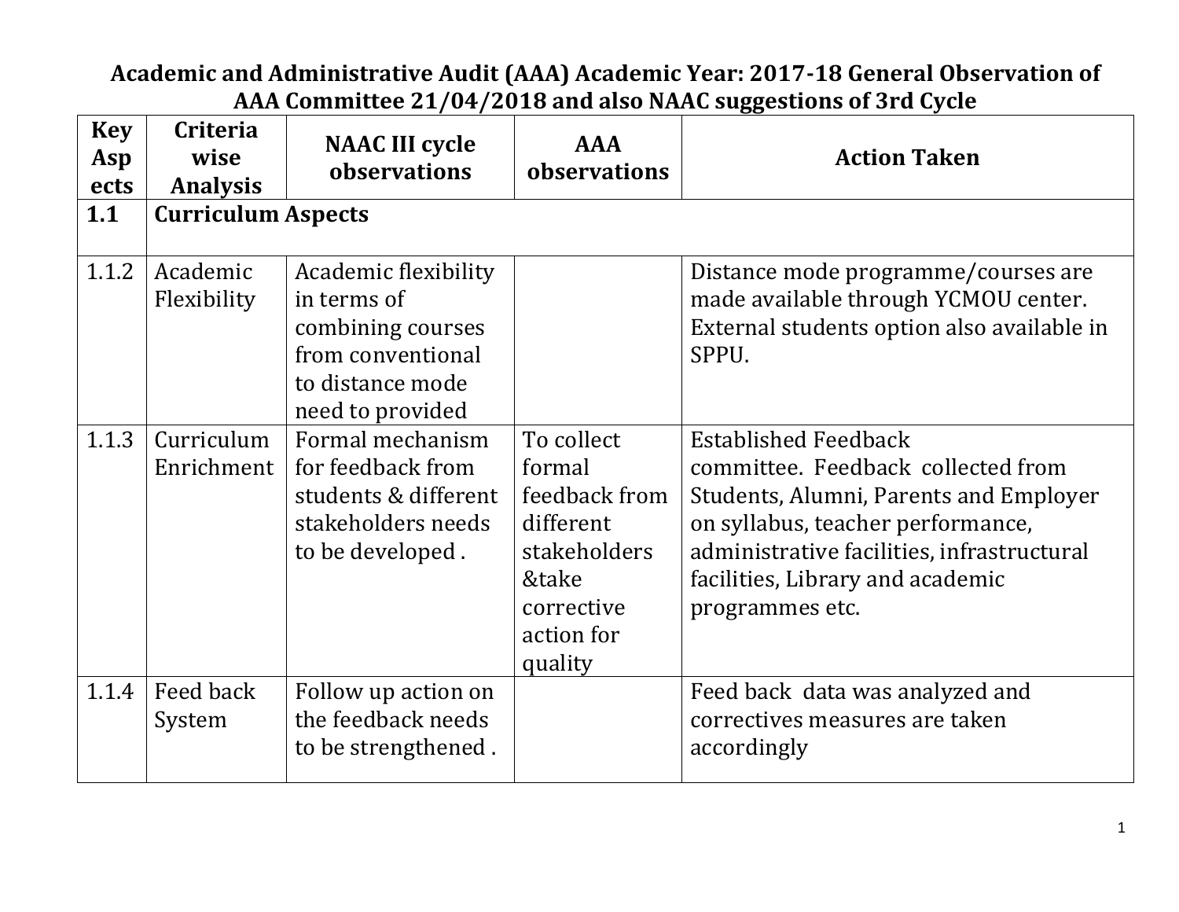# Academic and Administrative Audit (AAA) Academic Year: 2017-18 General Observation of AAA Committee 21/04/2018 and also NAAC suggestions of 3rd Cycle

| Key Aspects | Criteria wise Analysis | NAAC III cycle observations | AAA observations | Action Taken |
|---|---|---|---|---|
| **1.1** | **Curriculum Aspects** | | | |
| 1.1.2 | Academic Flexibility | Academic flexibility in terms of combining courses from conventional to distance mode need to provided | | Distance mode programme/courses are made available through YCMOU center. External students option also available in SPPU. |
| 1.1.3 | Curriculum Enrichment | Formal mechanism for feedback from students & different stakeholders needs to be developed . | To collect formal feedback from different stakeholders &take corrective action for quality | Established Feedback committee. Feedback collected from Students, Alumni, Parents and Employer on syllabus, teacher performance, administrative facilities, infrastructural facilities, Library and academic programmes etc. |
| 1.1.4 | Feed back System | Follow up action on the feedback needs to be strengthened . | | Feed back data was analyzed and correctives measures are taken accordingly |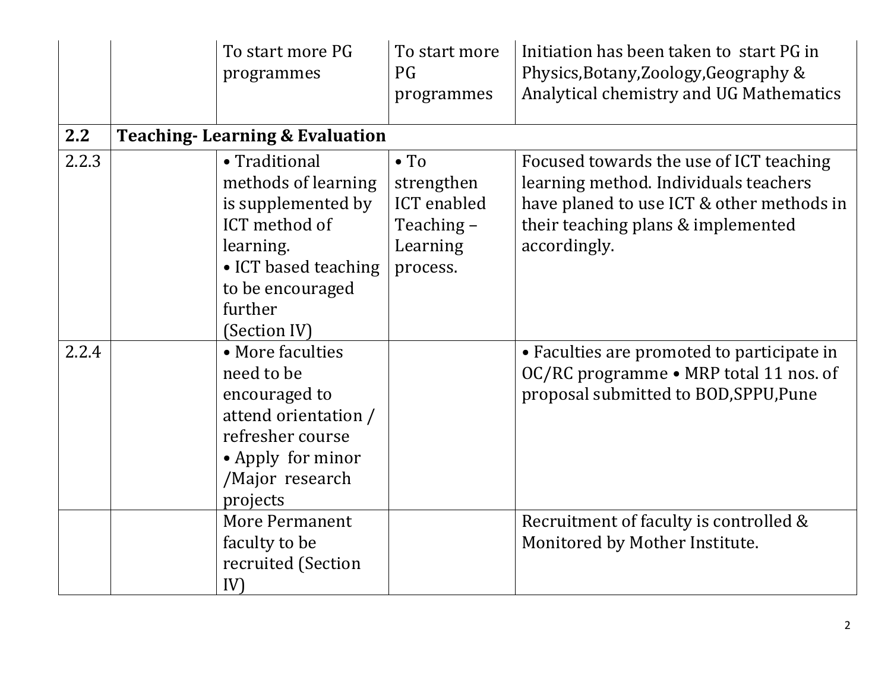| | | | | |
|---|---|---|---|---|
| | | To start more PG programmes | To start more PG programmes | Initiation has been taken to start PG in Physics,Botany,Zoology,Geography & Analytical chemistry and UG Mathematics |
| **2.2** | **Teaching- Learning & Evaluation** | | | |
| 2.2.3 | | • Traditional methods of learning is supplemented by ICT method of learning. • ICT based teaching to be encouraged further (Section IV) | • To strengthen ICT enabled Teaching – Learning process. | Focused towards the use of ICT teaching learning method. Individuals teachers have planed to use ICT & other methods in their teaching plans & implemented accordingly. |
| 2.2.4 | | • More faculties need to be encouraged to attend orientation / refresher course • Apply for minor /Major research projects | | • Faculties are promoted to participate in OC/RC programme • MRP total 11 nos. of proposal submitted to BOD,SPPU,Pune |
| | | More Permanent faculty to be recruited (Section IV) | | Recruitment of faculty is controlled & Monitored by Mother Institute. |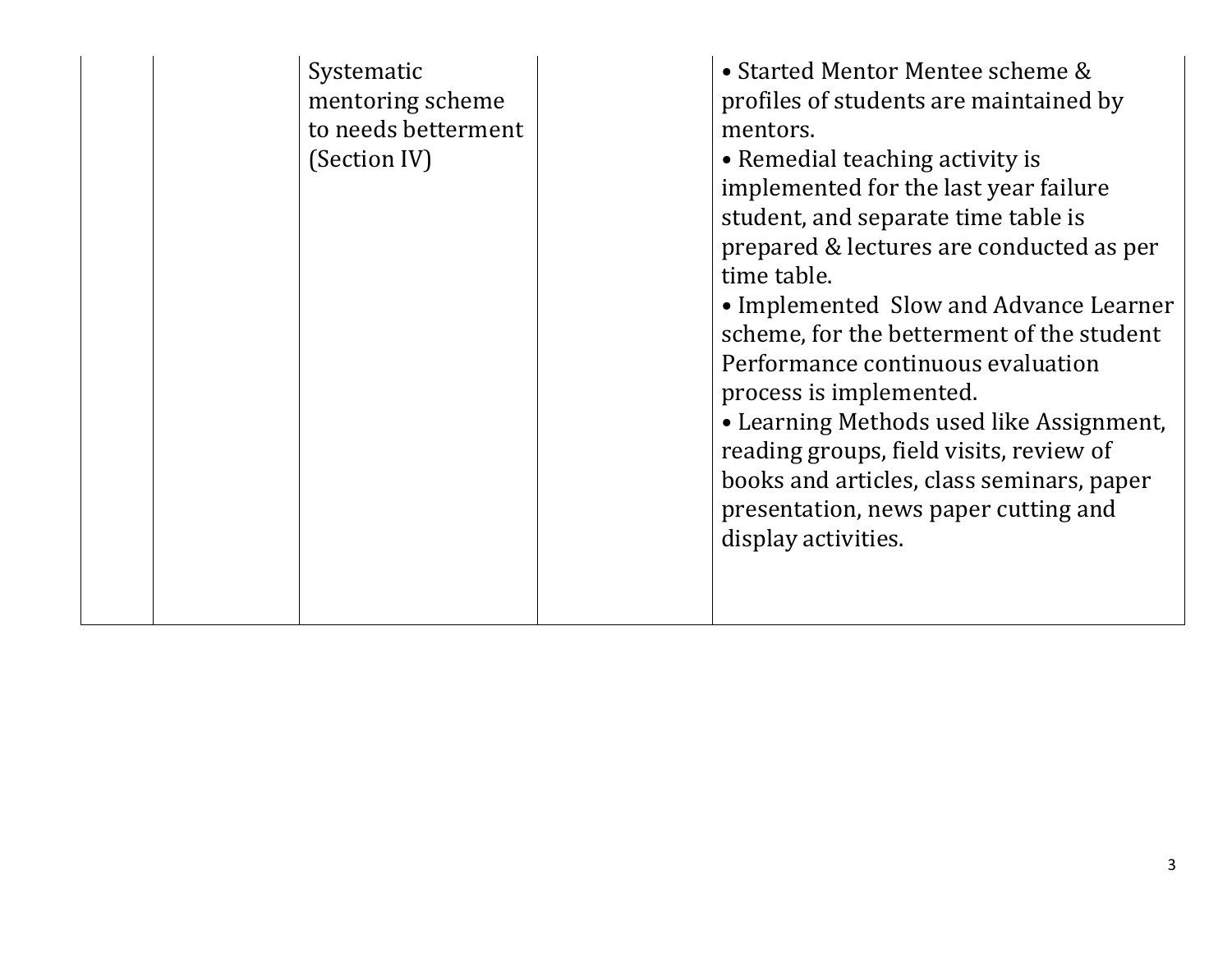|  |  |  |  |  |
|---|---|---|---|---|
|  |  | Systematic mentoring scheme to needs betterment (Section IV) |  | • Started Mentor Mentee scheme & profiles of students are maintained by mentors.<br>• Remedial teaching activity is implemented for the last year failure student, and separate time table is prepared & lectures are conducted as per time table.<br>• Implemented Slow and Advance Learner scheme, for the betterment of the student Performance continuous evaluation process is implemented.<br>• Learning Methods used like Assignment, reading groups, field visits, review of books and articles, class seminars, paper presentation, news paper cutting and display activities. |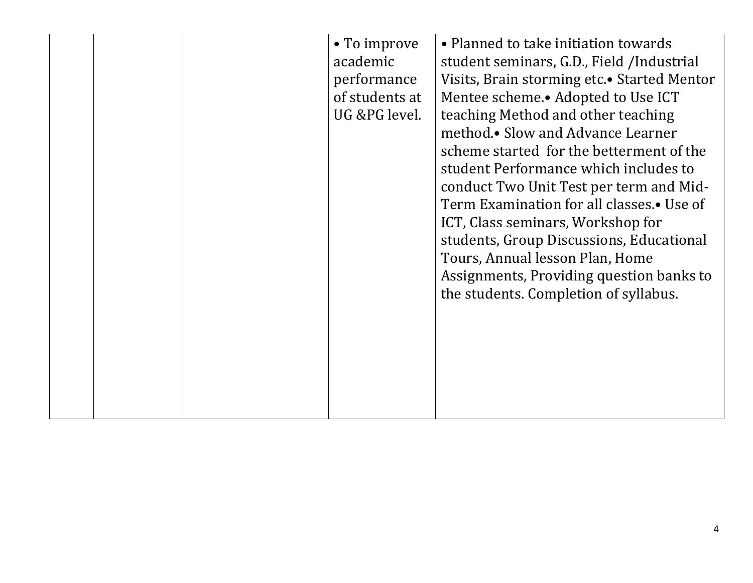| | | | | |
|---|---|---|---|---|
| | | | • To improve academic performance of students at UG &PG level. | • Planned to take initiation towards student seminars, G.D., Field /Industrial Visits, Brain storming etc.• Started Mentor Mentee scheme.• Adopted to Use ICT teaching Method and other teaching method.• Slow and Advance Learner scheme started for the betterment of the student Performance which includes to conduct Two Unit Test per term and Mid-Term Examination for all classes.• Use of ICT, Class seminars, Workshop for students, Group Discussions, Educational Tours, Annual lesson Plan, Home Assignments, Providing question banks to the students. Completion of syllabus. |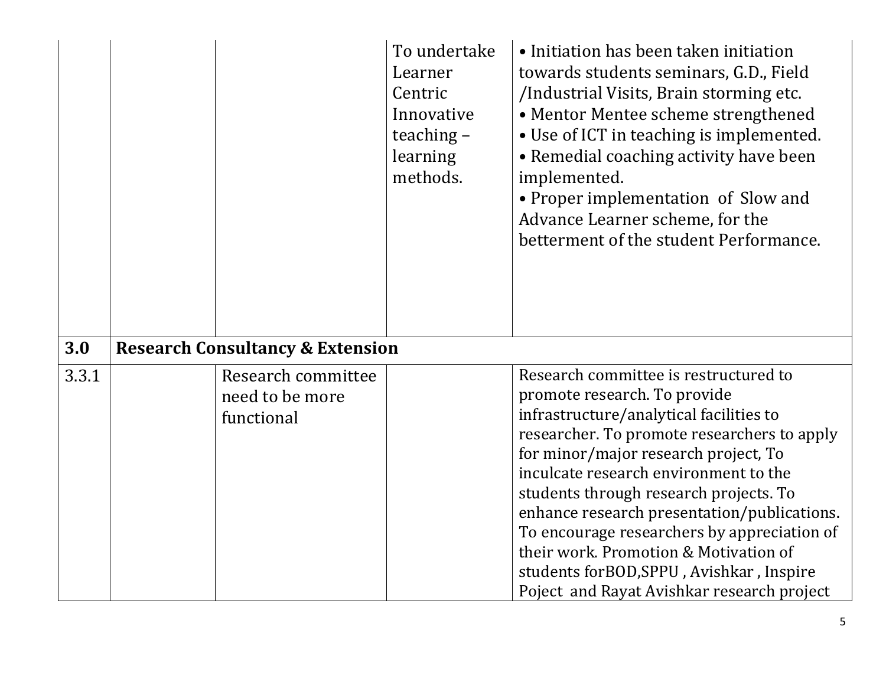| | | | | |
|---|---|---|---|---|
| | | | To undertake Learner Centric Innovative teaching – learning methods. | • Initiation has been taken initiation towards students seminars, G.D., Field /Industrial Visits, Brain storming etc.<br>• Mentor Mentee scheme strengthened<br>• Use of ICT in teaching is implemented.<br>• Remedial coaching activity have been implemented.<br>• Proper implementation of Slow and Advance Learner scheme, for the betterment of the student Performance. |
| **3.0** | **Research Consultancy & Extension** | | | |
| 3.3.1 | | Research committee need to be more functional | | Research committee is restructured to promote research. To provide infrastructure/analytical facilities to researcher. To promote researchers to apply for minor/major research project, To inculcate research environment to the students through research projects. To enhance research presentation/publications. To encourage researchers by appreciation of their work. Promotion & Motivation of students forBOD,SPPU , Avishkar , Inspire Poject and Rayat Avishkar research project |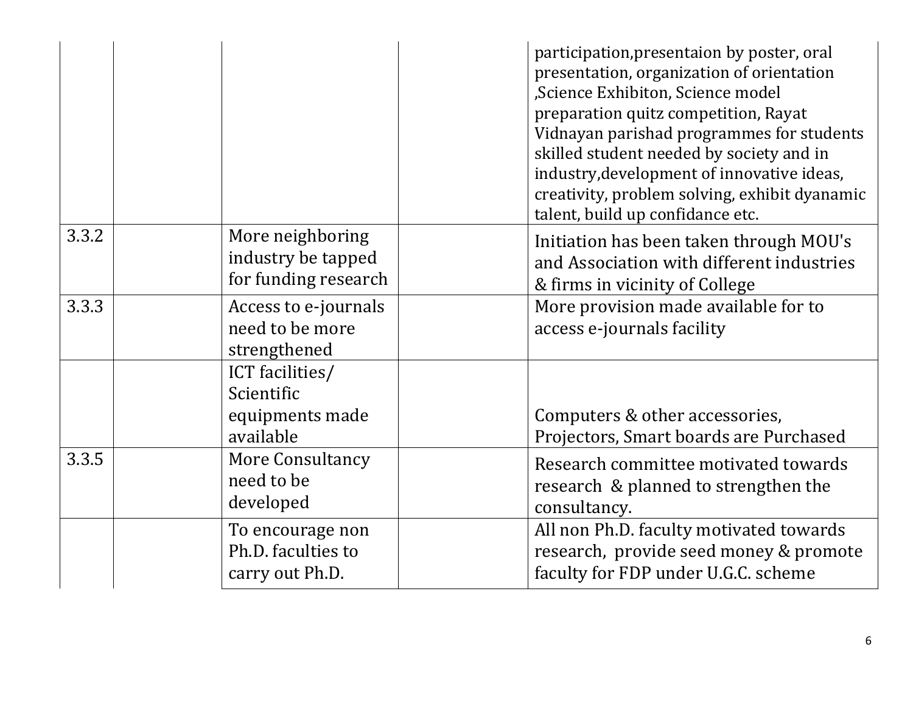|  |  |  |  |  |
|---|---|---|---|---|
|  |  |  |  | participation,presentaion by poster, oral presentation, organization of orientation ,Science Exhibiton, Science model preparation quitz competition, Rayat Vidnayan parishad programmes for students skilled student needed by society and in industry,development of innovative ideas, creativity, problem solving, exhibit dyanamic talent, build up confidance etc. |
| 3.3.2 |  | More neighboring industry be tapped for funding research |  | Initiation has been taken through MOU's and Association with different industries & firms in vicinity of College |
| 3.3.3 |  | Access to e-journals need to be more strengthened |  | More provision made available for to access e-journals facility |
|  |  | ICT facilities/ Scientific equipments made available |  | Computers & other accessories, Projectors, Smart boards are Purchased |
| 3.3.5 |  | More Consultancy need to be developed |  | Research committee motivated towards research & planned to strengthen the consultancy. |
|  |  | To encourage non Ph.D. faculties to carry out Ph.D. |  | All non Ph.D. faculty motivated towards research, provide seed money & promote faculty for FDP under U.G.C. scheme |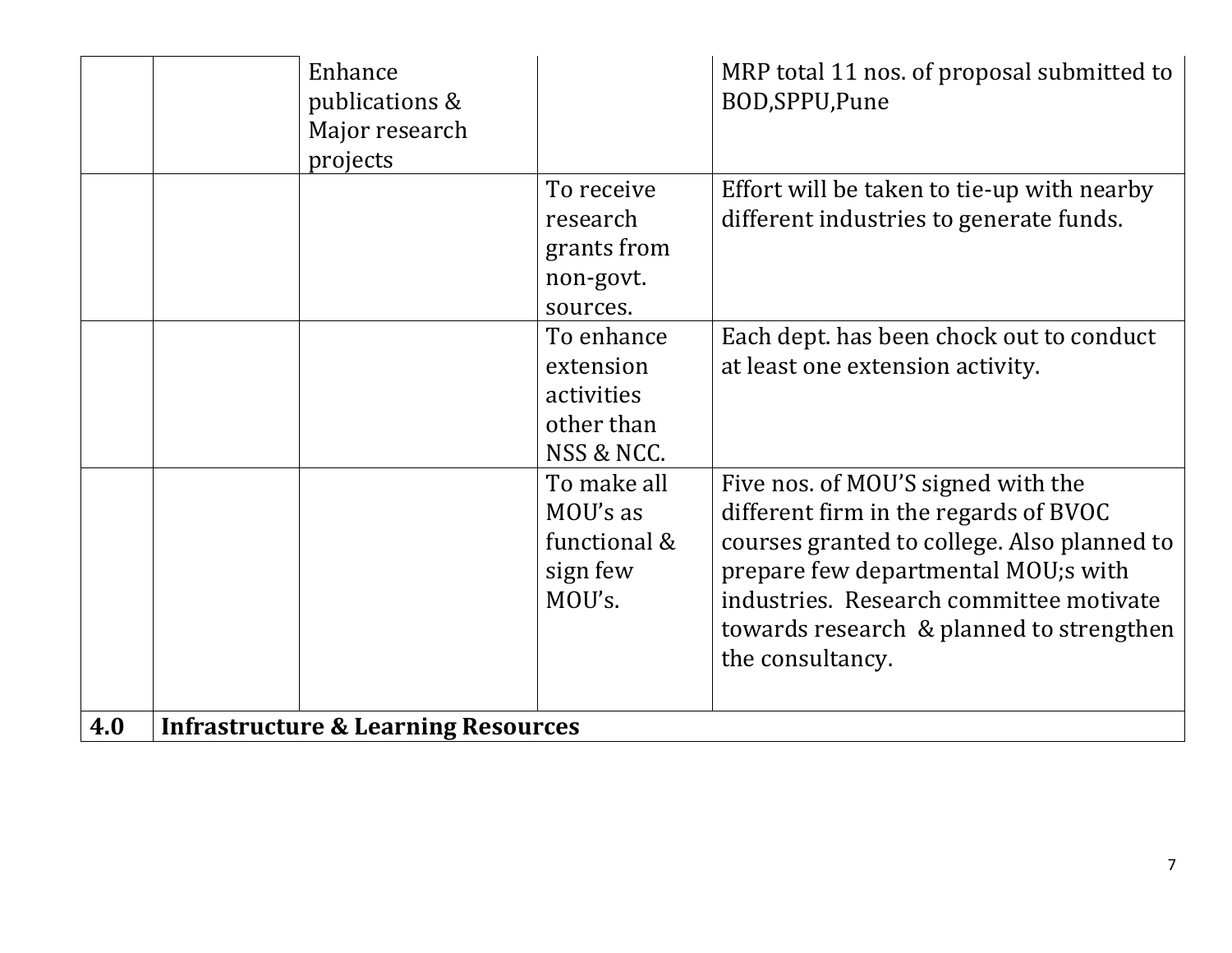| | | | | |
|---|---|---|---|---|
| | | Enhance publications & Major research projects | | MRP total 11 nos. of proposal submitted to BOD,SPPU,Pune |
| | | | To receive research grants from non-govt. sources. | Effort will be taken to tie-up with nearby different industries to generate funds. |
| | | | To enhance extension activities other than NSS & NCC. | Each dept. has been chock out to conduct at least one extension activity. |
| | | | To make all MOU's as functional & sign few MOU's. | Five nos. of MOU'S signed with the different firm in the regards of BVOC courses granted to college. Also planned to prepare few departmental MOU;s with industries. Research committee motivate towards research & planned to strengthen the consultancy. |
| **4.0** | **Infrastructure & Learning Resources** | | | |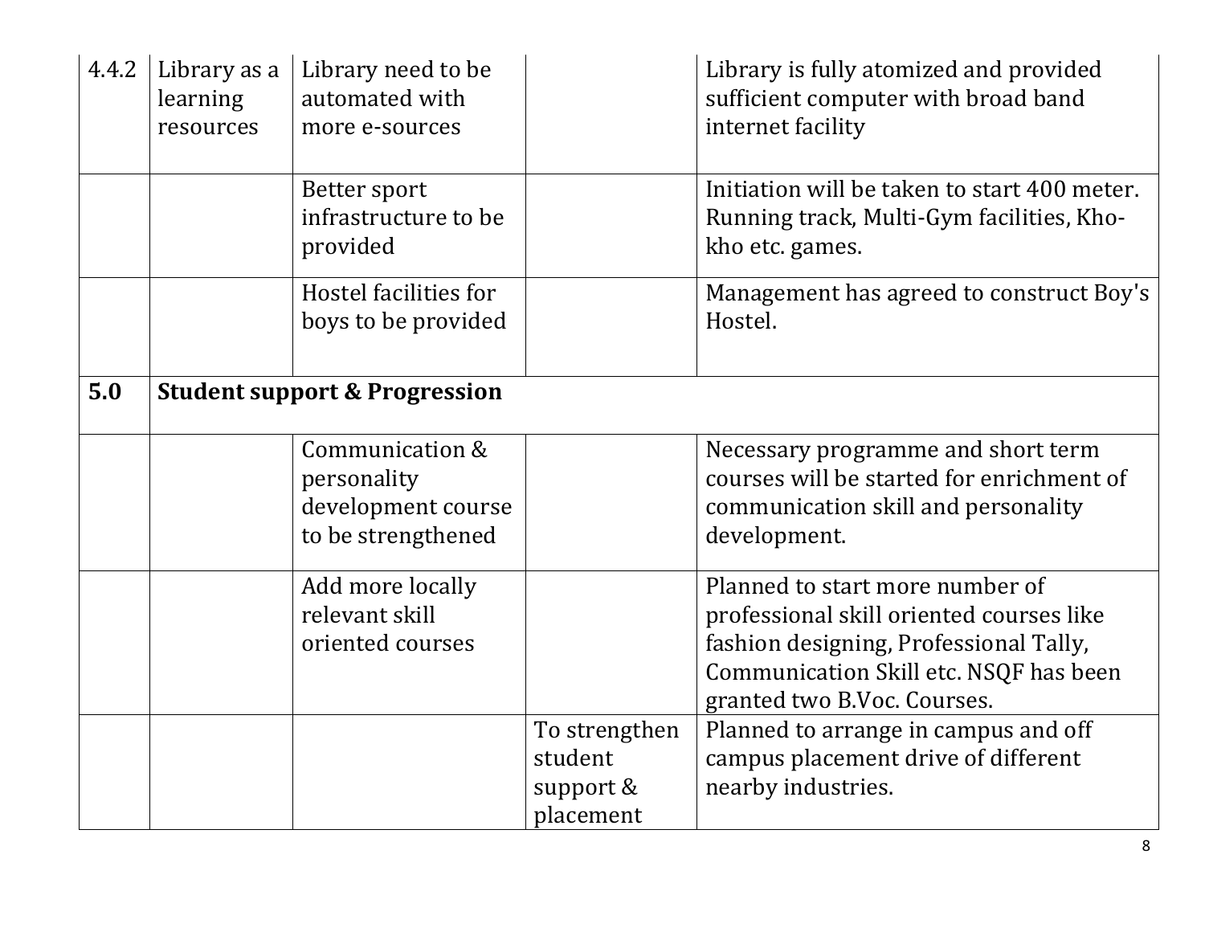| | | | | |
|---|---|---|---|---|
| 4.4.2 | Library as a learning resources | Library need to be automated with more e-sources | | Library is fully atomized and provided sufficient computer with broad band internet facility |
| | | Better sport infrastructure to be provided | | Initiation will be taken to start 400 meter. Running track, Multi-Gym facilities, Kho-kho etc. games. |
| | | Hostel facilities for boys to be provided | | Management has agreed to construct Boy's Hostel. |
| **5.0** | **Student support & Progression** | | | |
| | | Communication & personality development course to be strengthened | | Necessary programme and short term courses will be started for enrichment of communication skill and personality development. |
| | | Add more locally relevant skill oriented courses | | Planned to start more number of professional skill oriented courses like fashion designing, Professional Tally, Communication Skill etc. NSQF has been granted two B.Voc. Courses. |
| | | | To strengthen student support & placement | Planned to arrange in campus and off campus placement drive of different nearby industries. |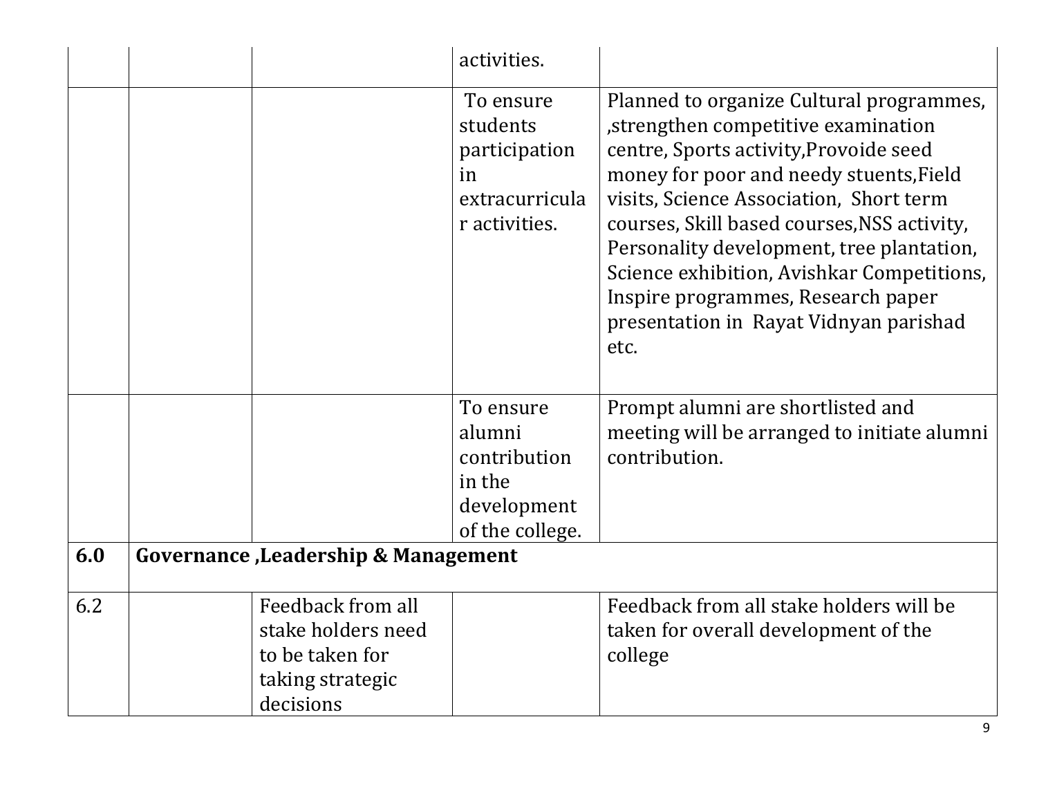| | | | activities. | |
|---|---|---|---|---|
| | | | To ensure students participation in extracurricular activities. | Planned to organize Cultural programmes, ,strengthen competitive examination centre, Sports activity,Provoide seed money for poor and needy stuents,Field visits, Science Association, Short term courses, Skill based courses,NSS activity, Personality development, tree plantation, Science exhibition, Avishkar Competitions, Inspire programmes, Research paper presentation in Rayat Vidnyan parishad etc. |
| | | | To ensure alumni contribution in the development of the college. | Prompt alumni are shortlisted and meeting will be arranged to initiate alumni contribution. |
| **6.0** | **Governance ,Leadership & Management** | | | |
| 6.2 | | Feedback from all stake holders need to be taken for taking strategic decisions | | Feedback from all stake holders will be taken for overall development of the college |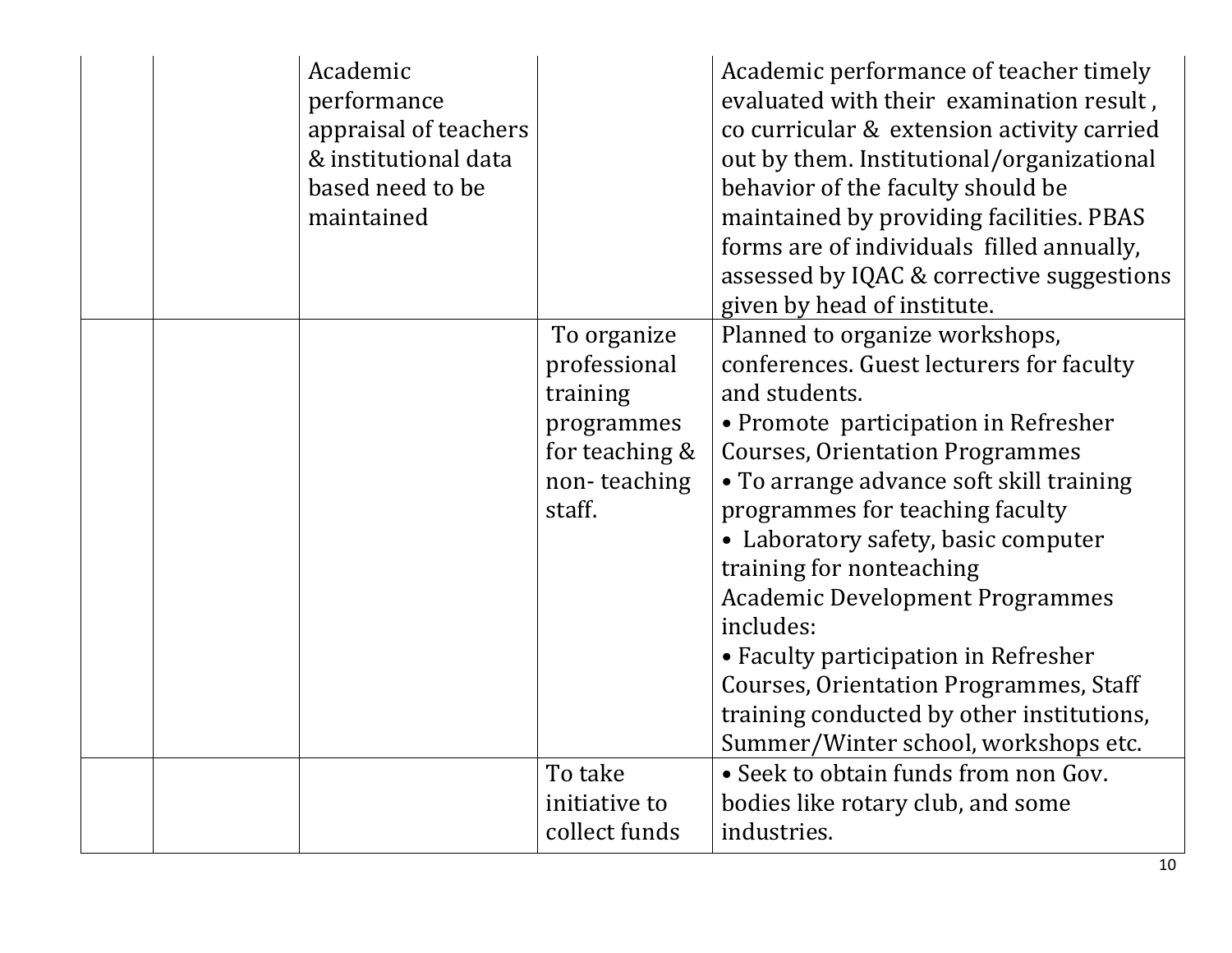| | | | | |
|---|---|---|---|---|
| | | Academic performance appraisal of teachers & institutional data based need to be maintained | | Academic performance of teacher timely evaluated with their examination result , co curricular & extension activity carried out by them. Institutional/organizational behavior of the faculty should be maintained by providing facilities. PBAS forms are of individuals filled annually, assessed by IQAC & corrective suggestions given by head of institute. |
| | | | To organize professional training programmes for teaching & non- teaching staff. | Planned to organize workshops, conferences. Guest lecturers for faculty and students.<br>• Promote participation in Refresher Courses, Orientation Programmes<br>• To arrange advance soft skill training programmes for teaching faculty<br>• Laboratory safety, basic computer training for nonteaching<br>Academic Development Programmes includes:<br>• Faculty participation in Refresher Courses, Orientation Programmes, Staff training conducted by other institutions, Summer/Winter school, workshops etc. |
| | | | To take initiative to collect funds | • Seek to obtain funds from non Gov. bodies like rotary club, and some industries. |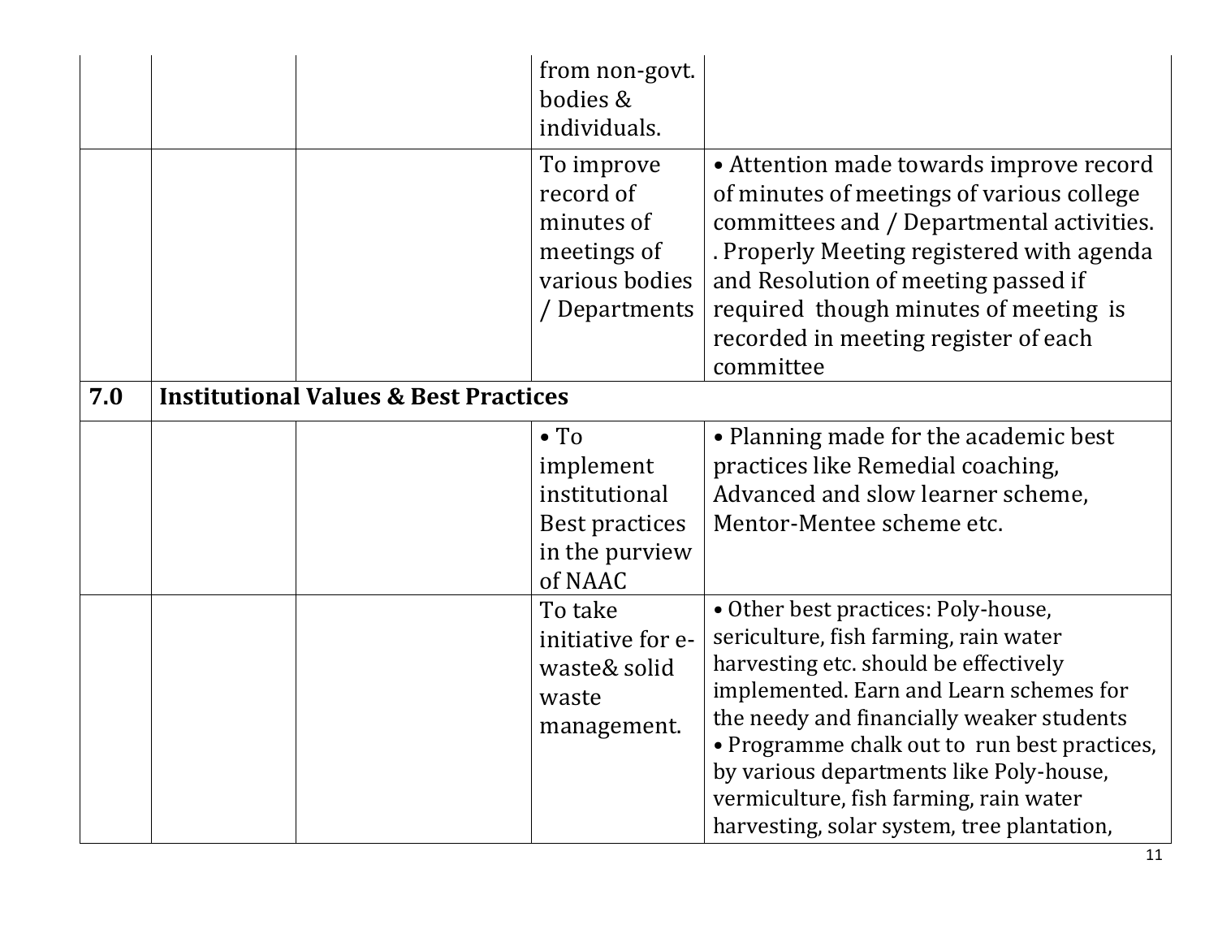| | | | | |
|---|---|---|---|---|
| | | | from non-govt. bodies & individuals. | |
| | | | To improve record of minutes of meetings of various bodies / Departments | • Attention made towards improve record of minutes of meetings of various college committees and / Departmental activities. . Properly Meeting registered with agenda and Resolution of meeting passed if required though minutes of meeting is recorded in meeting register of each committee |
| **7.0** | **Institutional Values & Best Practices** | | | |
| | | | • To implement institutional Best practices in the purview of NAAC | • Planning made for the academic best practices like Remedial coaching, Advanced and slow learner scheme, Mentor-Mentee scheme etc. |
| | | | To take initiative for e-waste& solid waste management. | • Other best practices: Poly-house, sericulture, fish farming, rain water harvesting etc. should be effectively implemented. Earn and Learn schemes for the needy and financially weaker students<br>• Programme chalk out to run best practices, by various departments like Poly-house, vermiculture, fish farming, rain water harvesting, solar system, tree plantation, |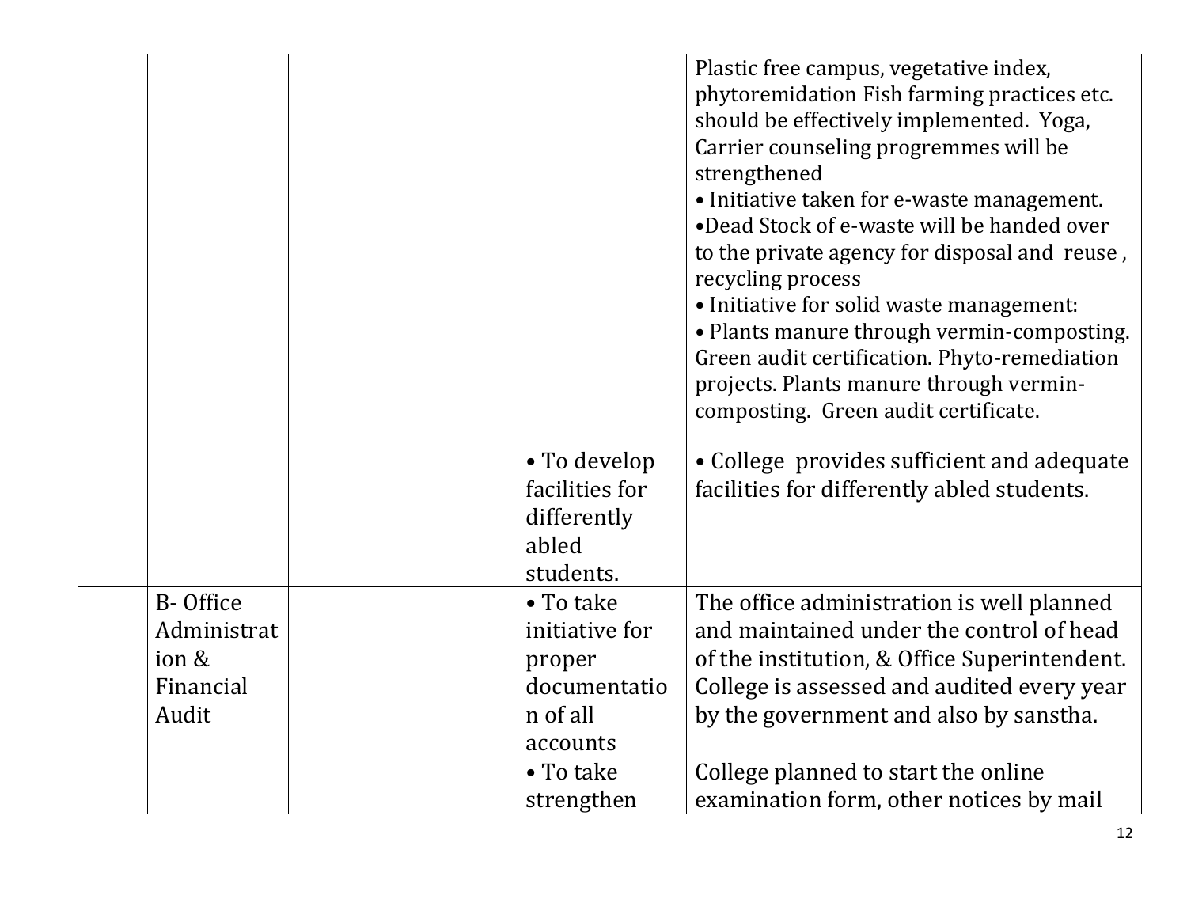| | | | | |
|---|---|---|---|---|
| | | | | Plastic free campus, vegetative index, phytoremidation Fish farming practices etc. should be effectively implemented. Yoga, Carrier counseling progremmes will be strengthened<br>• Initiative taken for e-waste management.<br>•Dead Stock of e-waste will be handed over to the private agency for disposal and reuse , recycling process<br>• Initiative for solid waste management:<br>• Plants manure through vermin-composting. Green audit certification. Phyto-remediation projects. Plants manure through vermin-composting. Green audit certificate. |
| | | | • To develop facilities for differently abled students. | • College provides sufficient and adequate facilities for differently abled students. |
| | B- Office Administration & Financial Audit | | • To take initiative for proper documentation of all accounts | The office administration is well planned and maintained under the control of head of the institution, & Office Superintendent. College is assessed and audited every year by the government and also by sanstha. |
| | | | • To take strengthen | College planned to start the online examination form, other notices by mail |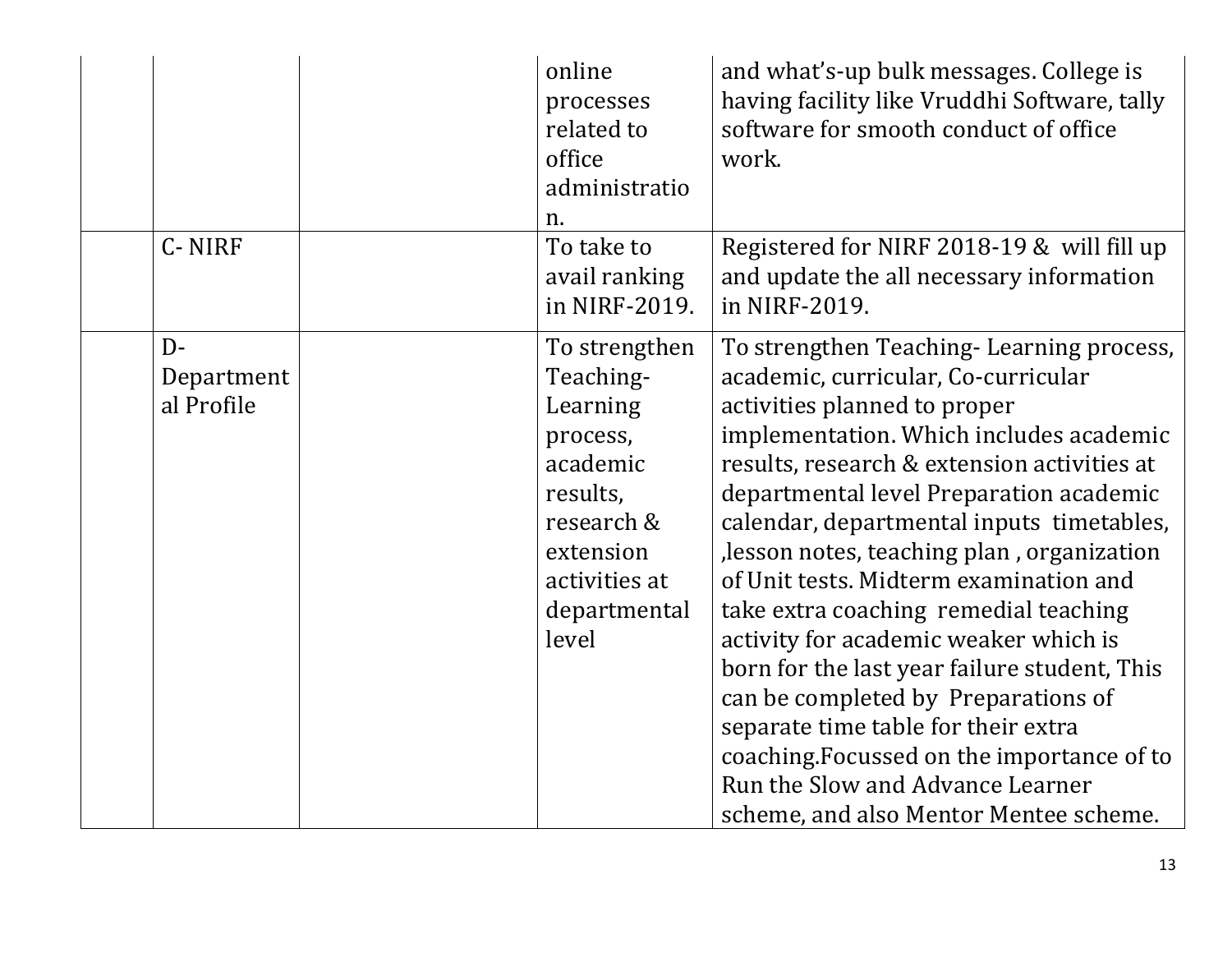| | | | | |
|---|---|---|---|---|
| | | | online processes related to office administration. | and what's-up bulk messages. College is having facility like Vruddhi Software, tally software for smooth conduct of office work. |
| | C- NIRF | | To take to avail ranking in NIRF-2019. | Registered for NIRF 2018-19 & will fill up and update the all necessary information in NIRF-2019. |
| | D- Departmental Profile | | To strengthen Teaching-Learning process, academic results, research & extension activities at departmental level | To strengthen Teaching- Learning process, academic, curricular, Co-curricular activities planned to proper implementation. Which includes academic results, research & extension activities at departmental level Preparation academic calendar, departmental inputs timetables, ,lesson notes, teaching plan , organization of Unit tests. Midterm examination and take extra coaching remedial teaching activity for academic weaker which is born for the last year failure student, This can be completed by Preparations of separate time table for their extra coaching.Focussed on the importance of to Run the Slow and Advance Learner scheme, and also Mentor Mentee scheme. |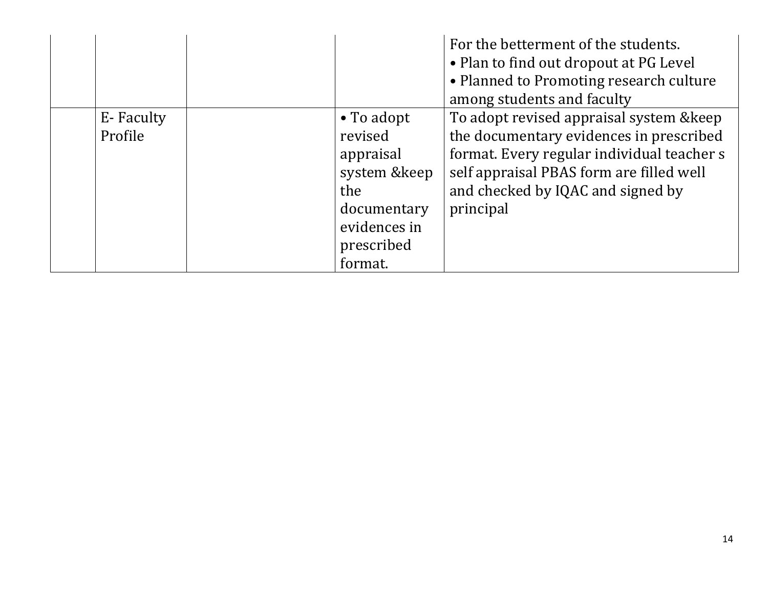| | | | | |
|---|---|---|---|---|
| | | | | For the betterment of the students.<br>• Plan to find out dropout at PG Level<br>• Planned to Promoting research culture among students and faculty |
| | E- Faculty Profile | | • To adopt revised appraisal system &keep the documentary evidences in prescribed format. | To adopt revised appraisal system &keep the documentary evidences in prescribed format. Every regular individual teacher s self appraisal PBAS form are filled well and checked by IQAC and signed by principal |